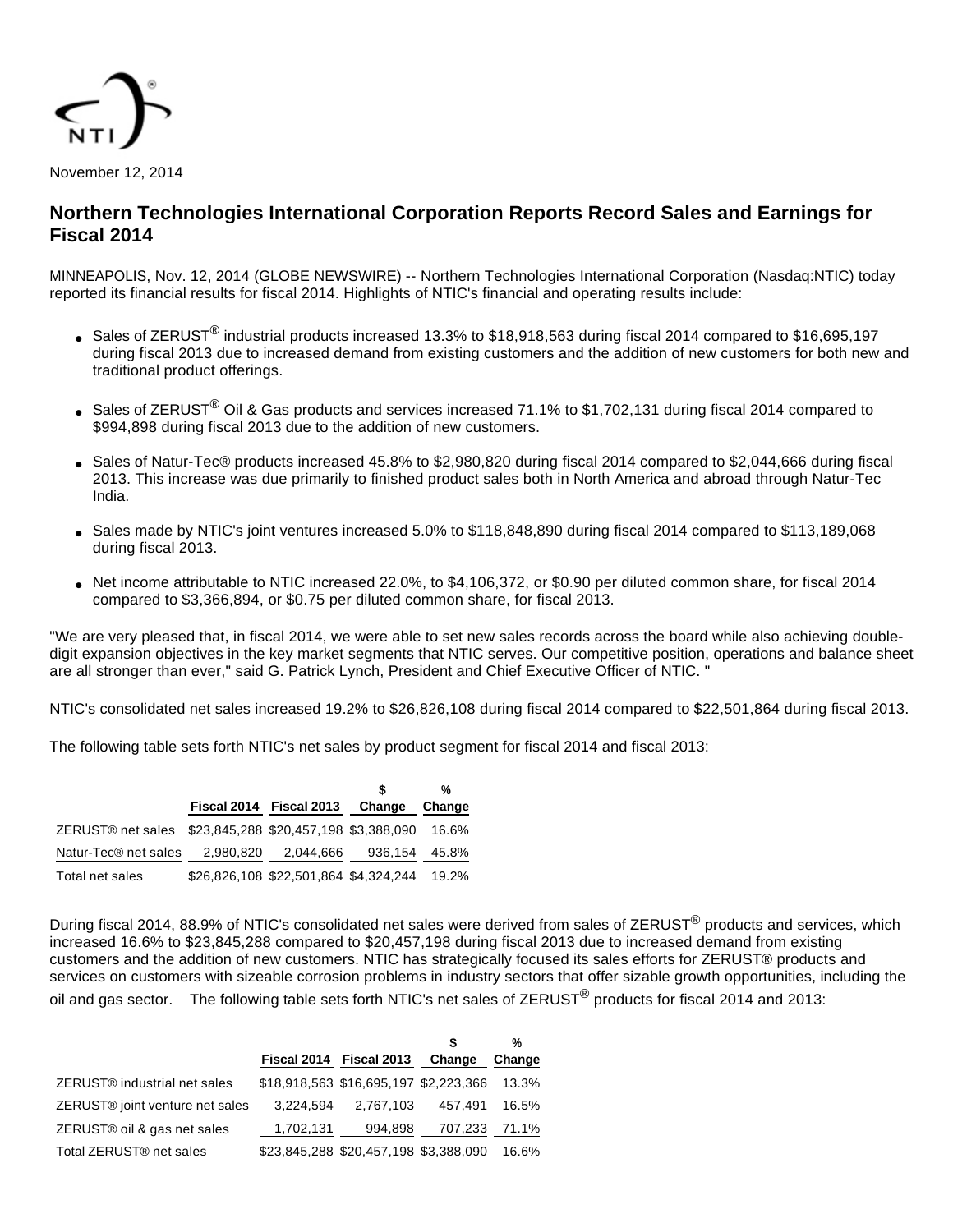November 12, 2014

# Northern Technologies International Corporation Reports Record Sales and Earnings for Fiscal 2014

MINNEAPOLIS, Nov. 12, 2014 (GLOBE NEWSWIRE) -- Northern Technologies International Corporation (Nasdaq:NTIC) today reported its financial results for fiscal 2014. Highlights of NTIC's financial and operating results include:

- Sales of ZERUST® industrial products increased 13.3% to $18,918,563 during fiscal 2014 compared to $16,695,197 during fiscal 2013 due to increased demand from existing customers and the addition of new customers for both new and traditional product offerings.
- Sales of ZERUST® Oil & Gas products and services increased 71.1% to $1,702,131 during fiscal 2014 compared to $994,898 during fiscal 2013 due to the addition of new customers.
- Sales of Natur-Tec® products increased 45.8% to $2,980,820 during fiscal 2014 compared to $2,044,666 during fiscal 2013. This increase was due primarily to finished product sales both in North America and abroad through Natur-Tec India.
- Sales made by NTIC's joint ventures increased 5.0% to $118,848,890 during fiscal 2014 compared to $113,189,068 during fiscal 2013.
- Net income attributable to NTIC increased 22.0%, to $4,106,372, or $0.90 per diluted common share, for fiscal 2014 compared to $3,366,894, or $0.75 per diluted common share, for fiscal 2013.

"We are very pleased that, in fiscal 2014, we were able to set new sales records across the board while also achieving double-digit expansion objectives in the key market segments that NTIC serves. Our competitive position, operations and balance sheet are all stronger than ever," said G. Patrick Lynch, President and Chief Executive Officer of NTIC. "

NTIC's consolidated net sales increased 19.2% to $26,826,108 during fiscal 2014 compared to $22,501,864 during fiscal 2013.

The following table sets forth NTIC's net sales by product segment for fiscal 2014 and fiscal 2013:

| | Fiscal 2014 | Fiscal 2013 | $ Change | % Change |
|---|---|---|---|---|
| ZERUST® net sales | $23,845,288 | $20,457,198 | $3,388,090 | 16.6% |
| Natur-Tec® net sales | 2,980,820 | 2,044,666 | 936,154 | 45.8% |
| Total net sales | $26,826,108 | $22,501,864 | $4,324,244 | 19.2% |

During fiscal 2014, 88.9% of NTIC's consolidated net sales were derived from sales of ZERUST® products and services, which increased 16.6% to $23,845,288 compared to $20,457,198 during fiscal 2013 due to increased demand from existing customers and the addition of new customers. NTIC has strategically focused its sales efforts for ZERUST® products and services on customers with sizeable corrosion problems in industry sectors that offer sizable growth opportunities, including the oil and gas sector. The following table sets forth NTIC's net sales of ZERUST® products for fiscal 2014 and 2013:

| | Fiscal 2014 | Fiscal 2013 | $ Change | % Change |
|---|---|---|---|---|
| ZERUST® industrial net sales | $18,918,563 | $16,695,197 | $2,223,366 | 13.3% |
| ZERUST® joint venture net sales | 3,224,594 | 2,767,103 | 457,491 | 16.5% |
| ZERUST® oil & gas net sales | 1,702,131 | 994,898 | 707,233 | 71.1% |
| Total ZERUST® net sales | $23,845,288 | $20,457,198 | $3,388,090 | 16.6% |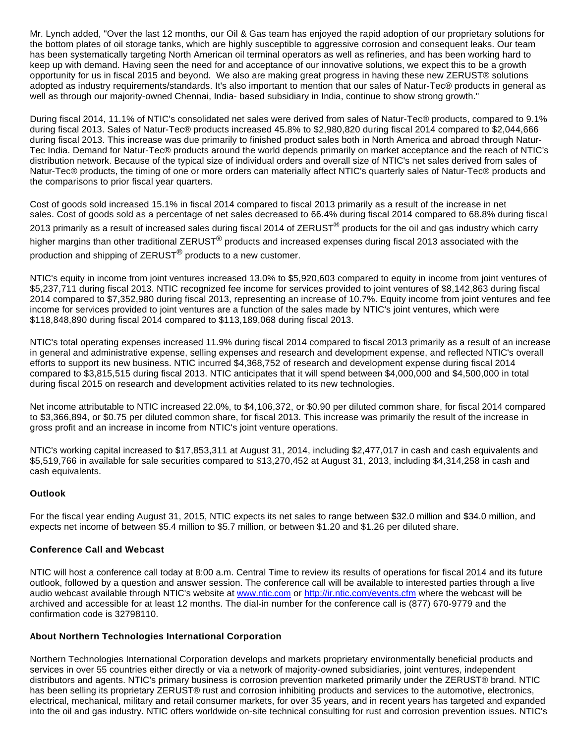Mr. Lynch added, "Over the last 12 months, our Oil & Gas team has enjoyed the rapid adoption of our proprietary solutions for the bottom plates of oil storage tanks, which are highly susceptible to aggressive corrosion and consequent leaks. Our team has been systematically targeting North American oil terminal operators as well as refineries, and has been working hard to keep up with demand. Having seen the need for and acceptance of our innovative solutions, we expect this to be a growth opportunity for us in fiscal 2015 and beyond. We also are making great progress in having these new ZERUST® solutions adopted as industry requirements/standards. It's also important to mention that our sales of Natur-Tec® products in general as well as through our majority-owned Chennai, India- based subsidiary in India, continue to show strong growth."

During fiscal 2014, 11.1% of NTIC's consolidated net sales were derived from sales of Natur-Tec® products, compared to 9.1% during fiscal 2013. Sales of Natur-Tec® products increased 45.8% to $2,980,820 during fiscal 2014 compared to $2,044,666 during fiscal 2013. This increase was due primarily to finished product sales both in North America and abroad through Natur-Tec India. Demand for Natur-Tec® products around the world depends primarily on market acceptance and the reach of NTIC's distribution network. Because of the typical size of individual orders and overall size of NTIC's net sales derived from sales of Natur-Tec® products, the timing of one or more orders can materially affect NTIC's quarterly sales of Natur-Tec® products and the comparisons to prior fiscal year quarters.

Cost of goods sold increased 15.1% in fiscal 2014 compared to fiscal 2013 primarily as a result of the increase in net sales. Cost of goods sold as a percentage of net sales decreased to 66.4% during fiscal 2014 compared to 68.8% during fiscal 2013 primarily as a result of increased sales during fiscal 2014 of ZERUST® products for the oil and gas industry which carry higher margins than other traditional ZERUST® products and increased expenses during fiscal 2013 associated with the production and shipping of ZERUST® products to a new customer.

NTIC's equity in income from joint ventures increased 13.0% to $5,920,603 compared to equity in income from joint ventures of $5,237,711 during fiscal 2013. NTIC recognized fee income for services provided to joint ventures of $8,142,863 during fiscal 2014 compared to $7,352,980 during fiscal 2013, representing an increase of 10.7%. Equity income from joint ventures and fee income for services provided to joint ventures are a function of the sales made by NTIC's joint ventures, which were $118,848,890 during fiscal 2014 compared to $113,189,068 during fiscal 2013.

NTIC's total operating expenses increased 11.9% during fiscal 2014 compared to fiscal 2013 primarily as a result of an increase in general and administrative expense, selling expenses and research and development expense, and reflected NTIC's overall efforts to support its new business. NTIC incurred $4,368,752 of research and development expense during fiscal 2014 compared to $3,815,515 during fiscal 2013. NTIC anticipates that it will spend between $4,000,000 and $4,500,000 in total during fiscal 2015 on research and development activities related to its new technologies.

Net income attributable to NTIC increased 22.0%, to $4,106,372, or $0.90 per diluted common share, for fiscal 2014 compared to $3,366,894, or $0.75 per diluted common share, for fiscal 2013. This increase was primarily the result of the increase in gross profit and an increase in income from NTIC's joint venture operations.

NTIC's working capital increased to $17,853,311 at August 31, 2014, including $2,477,017 in cash and cash equivalents and $5,519,766 in available for sale securities compared to $13,270,452 at August 31, 2013, including $4,314,258 in cash and cash equivalents.

**Outlook**

For the fiscal year ending August 31, 2015, NTIC expects its net sales to range between $32.0 million and $34.0 million, and expects net income of between $5.4 million to $5.7 million, or between $1.20 and $1.26 per diluted share.

**Conference Call and Webcast**

NTIC will host a conference call today at 8:00 a.m. Central Time to review its results of operations for fiscal 2014 and its future outlook, followed by a question and answer session. The conference call will be available to interested parties through a live audio webcast available through NTIC's website at [www.ntic.com](http://www.ntic.com) or [http://ir.ntic.com/events.cfm](http://ir.ntic.com/events.cfm) where the webcast will be archived and accessible for at least 12 months. The dial-in number for the conference call is (877) 670-9779 and the confirmation code is 32798110.

**About Northern Technologies International Corporation**

Northern Technologies International Corporation develops and markets proprietary environmentally beneficial products and services in over 55 countries either directly or via a network of majority-owned subsidiaries, joint ventures, independent distributors and agents. NTIC's primary business is corrosion prevention marketed primarily under the ZERUST® brand. NTIC has been selling its proprietary ZERUST® rust and corrosion inhibiting products and services to the automotive, electronics, electrical, mechanical, military and retail consumer markets, for over 35 years, and in recent years has targeted and expanded into the oil and gas industry. NTIC offers worldwide on-site technical consulting for rust and corrosion prevention issues. NTIC's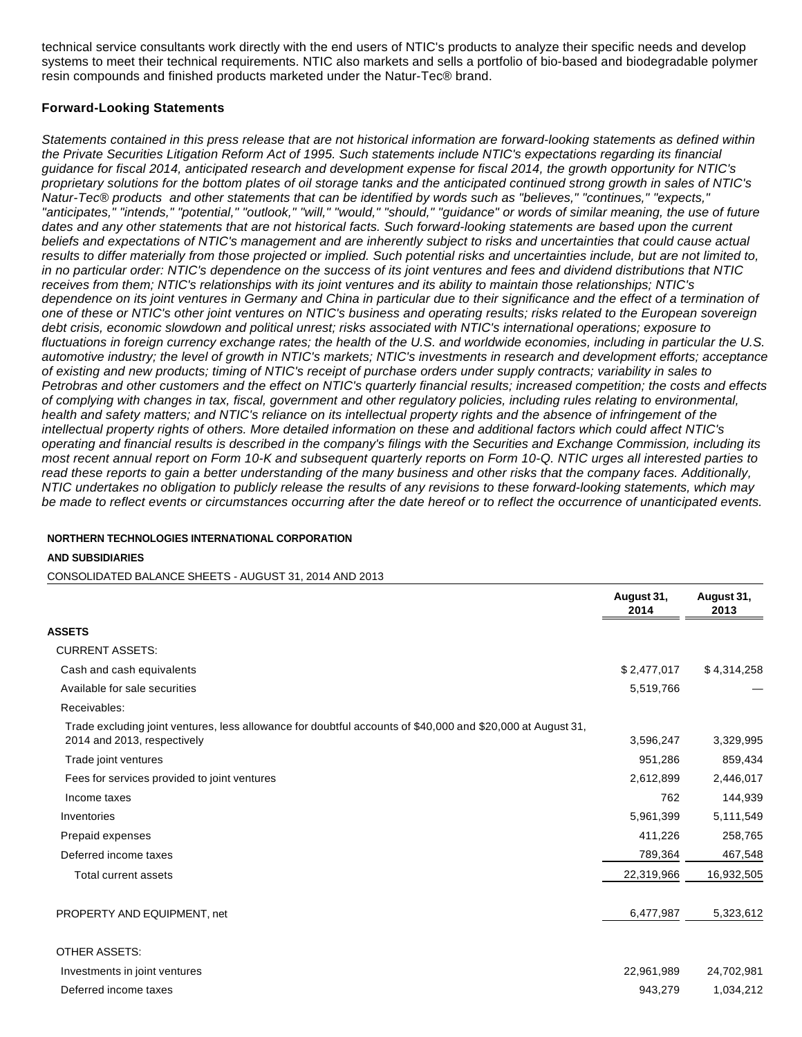technical service consultants work directly with the end users of NTIC's products to analyze their specific needs and develop systems to meet their technical requirements. NTIC also markets and sells a portfolio of bio-based and biodegradable polymer resin compounds and finished products marketed under the Natur-Tec® brand.

### Forward-Looking Statements

*Statements contained in this press release that are not historical information are forward-looking statements as defined within the Private Securities Litigation Reform Act of 1995. Such statements include NTIC's expectations regarding its financial guidance for fiscal 2014, anticipated research and development expense for fiscal 2014, the growth opportunity for NTIC's proprietary solutions for the bottom plates of oil storage tanks and the anticipated continued strong growth in sales of NTIC's Natur-Tec® products and other statements that can be identified by words such as "believes," "continues," "expects," "anticipates," "intends," "potential," "outlook," "will," "would," "should," "guidance" or words of similar meaning, the use of future dates and any other statements that are not historical facts. Such forward-looking statements are based upon the current beliefs and expectations of NTIC's management and are inherently subject to risks and uncertainties that could cause actual results to differ materially from those projected or implied. Such potential risks and uncertainties include, but are not limited to, in no particular order: NTIC's dependence on the success of its joint ventures and fees and dividend distributions that NTIC receives from them; NTIC's relationships with its joint ventures and its ability to maintain those relationships; NTIC's dependence on its joint ventures in Germany and China in particular due to their significance and the effect of a termination of one of these or NTIC's other joint ventures on NTIC's business and operating results; risks related to the European sovereign debt crisis, economic slowdown and political unrest; risks associated with NTIC's international operations; exposure to fluctuations in foreign currency exchange rates; the health of the U.S. and worldwide economies, including in particular the U.S. automotive industry; the level of growth in NTIC's markets; NTIC's investments in research and development efforts; acceptance of existing and new products; timing of NTIC's receipt of purchase orders under supply contracts; variability in sales to Petrobras and other customers and the effect on NTIC's quarterly financial results; increased competition; the costs and effects of complying with changes in tax, fiscal, government and other regulatory policies, including rules relating to environmental, health and safety matters; and NTIC's reliance on its intellectual property rights and the absence of infringement of the intellectual property rights of others. More detailed information on these and additional factors which could affect NTIC's operating and financial results is described in the company's filings with the Securities and Exchange Commission, including its most recent annual report on Form 10-K and subsequent quarterly reports on Form 10-Q. NTIC urges all interested parties to read these reports to gain a better understanding of the many business and other risks that the company faces. Additionally, NTIC undertakes no obligation to publicly release the results of any revisions to these forward-looking statements, which may be made to reflect events or circumstances occurring after the date hereof or to reflect the occurrence of unanticipated events.*

**NORTHERN TECHNOLOGIES INTERNATIONAL CORPORATION**

**AND SUBSIDIARIES**

CONSOLIDATED BALANCE SHEETS - AUGUST 31, 2014 AND 2013

| | August 31, 2014 | August 31, 2013 |
|---|---|---|
| **ASSETS** | | |
| CURRENT ASSETS: | | |
| Cash and cash equivalents | $ 2,477,017 | $ 4,314,258 |
| Available for sale securities | 5,519,766 | — |
| Receivables: | | |
| Trade excluding joint ventures, less allowance for doubtful accounts of $40,000 and $20,000 at August 31, 2014 and 2013, respectively | 3,596,247 | 3,329,995 |
| Trade joint ventures | 951,286 | 859,434 |
| Fees for services provided to joint ventures | 2,612,899 | 2,446,017 |
| Income taxes | 762 | 144,939 |
| Inventories | 5,961,399 | 5,111,549 |
| Prepaid expenses | 411,226 | 258,765 |
| Deferred income taxes | 789,364 | 467,548 |
| Total current assets | 22,319,966 | 16,932,505 |
| PROPERTY AND EQUIPMENT, net | 6,477,987 | 5,323,612 |
| OTHER ASSETS: | | |
| Investments in joint ventures | 22,961,989 | 24,702,981 |
| Deferred income taxes | 943,279 | 1,034,212 |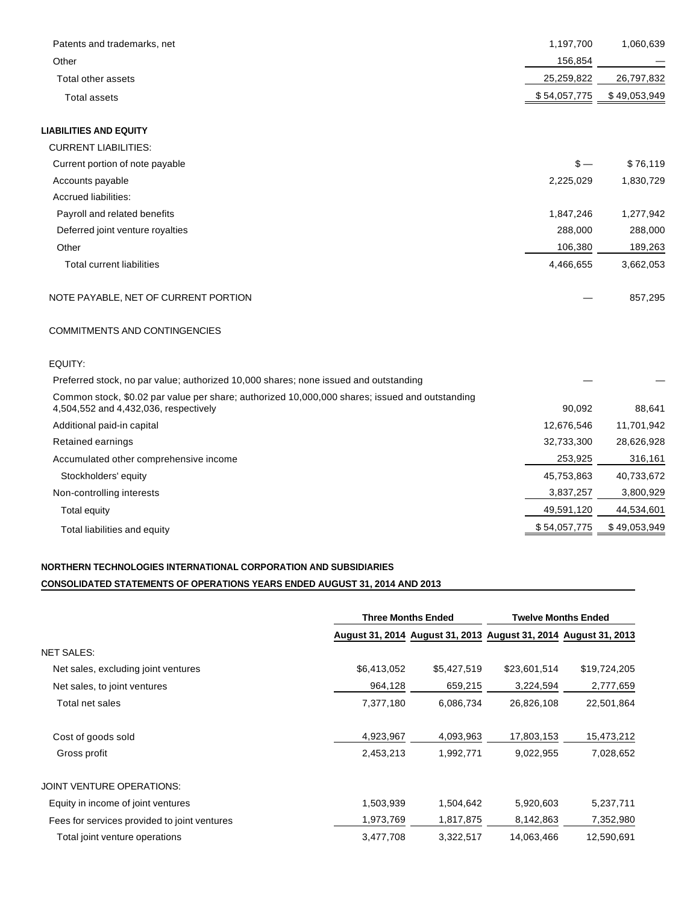| | | |
|---|---|---|
| Patents and trademarks, net | 1,197,700 | 1,060,639 |
| Other | 156,854 | — |
| Total other assets | 25,259,822 | 26,797,832 |
| Total assets | $ 54,057,775 | $ 49,053,949 |
| | | |
| **LIABILITIES AND EQUITY** | | |
| CURRENT LIABILITIES: | | |
| Current portion of note payable | $ — | $ 76,119 |
| Accounts payable | 2,225,029 | 1,830,729 |
| Accrued liabilities: | | |
| Payroll and related benefits | 1,847,246 | 1,277,942 |
| Deferred joint venture royalties | 288,000 | 288,000 |
| Other | 106,380 | 189,263 |
| Total current liabilities | 4,466,655 | 3,662,053 |
| | | |
| NOTE PAYABLE, NET OF CURRENT PORTION | — | 857,295 |
| | | |
| COMMITMENTS AND CONTINGENCIES | | |
| | | |
| EQUITY: | | |
| Preferred stock, no par value; authorized 10,000 shares; none issued and outstanding | — | — |
| Common stock, $0.02 par value per share; authorized 10,000,000 shares; issued and outstanding 4,504,552 and 4,432,036, respectively | 90,092 | 88,641 |
| Additional paid-in capital | 12,676,546 | 11,701,942 |
| Retained earnings | 32,733,300 | 28,626,928 |
| Accumulated other comprehensive income | 253,925 | 316,161 |
| Stockholders' equity | 45,753,863 | 40,733,672 |
| Non-controlling interests | 3,837,257 | 3,800,929 |
| Total equity | 49,591,120 | 44,534,601 |
| Total liabilities and equity | $ 54,057,775 | $ 49,053,949 |

**NORTHERN TECHNOLOGIES INTERNATIONAL CORPORATION AND SUBSIDIARIES**

**CONSOLIDATED STATEMENTS OF OPERATIONS YEARS ENDED AUGUST 31, 2014 AND 2013**

| | Three Months Ended | | Twelve Months Ended | |
|---|---|---|---|---|
| | August 31, 2014 | August 31, 2013 | August 31, 2014 | August 31, 2013 |
| NET SALES: | | | | |
| Net sales, excluding joint ventures | $6,413,052 | $5,427,519 | $23,601,514 | $19,724,205 |
| Net sales, to joint ventures | 964,128 | 659,215 | 3,224,594 | 2,777,659 |
| Total net sales | 7,377,180 | 6,086,734 | 26,826,108 | 22,501,864 |
| | | | | |
| Cost of goods sold | 4,923,967 | 4,093,963 | 17,803,153 | 15,473,212 |
| Gross profit | 2,453,213 | 1,992,771 | 9,022,955 | 7,028,652 |
| | | | | |
| JOINT VENTURE OPERATIONS: | | | | |
| Equity in income of joint ventures | 1,503,939 | 1,504,642 | 5,920,603 | 5,237,711 |
| Fees for services provided to joint ventures | 1,973,769 | 1,817,875 | 8,142,863 | 7,352,980 |
| Total joint venture operations | 3,477,708 | 3,322,517 | 14,063,466 | 12,590,691 |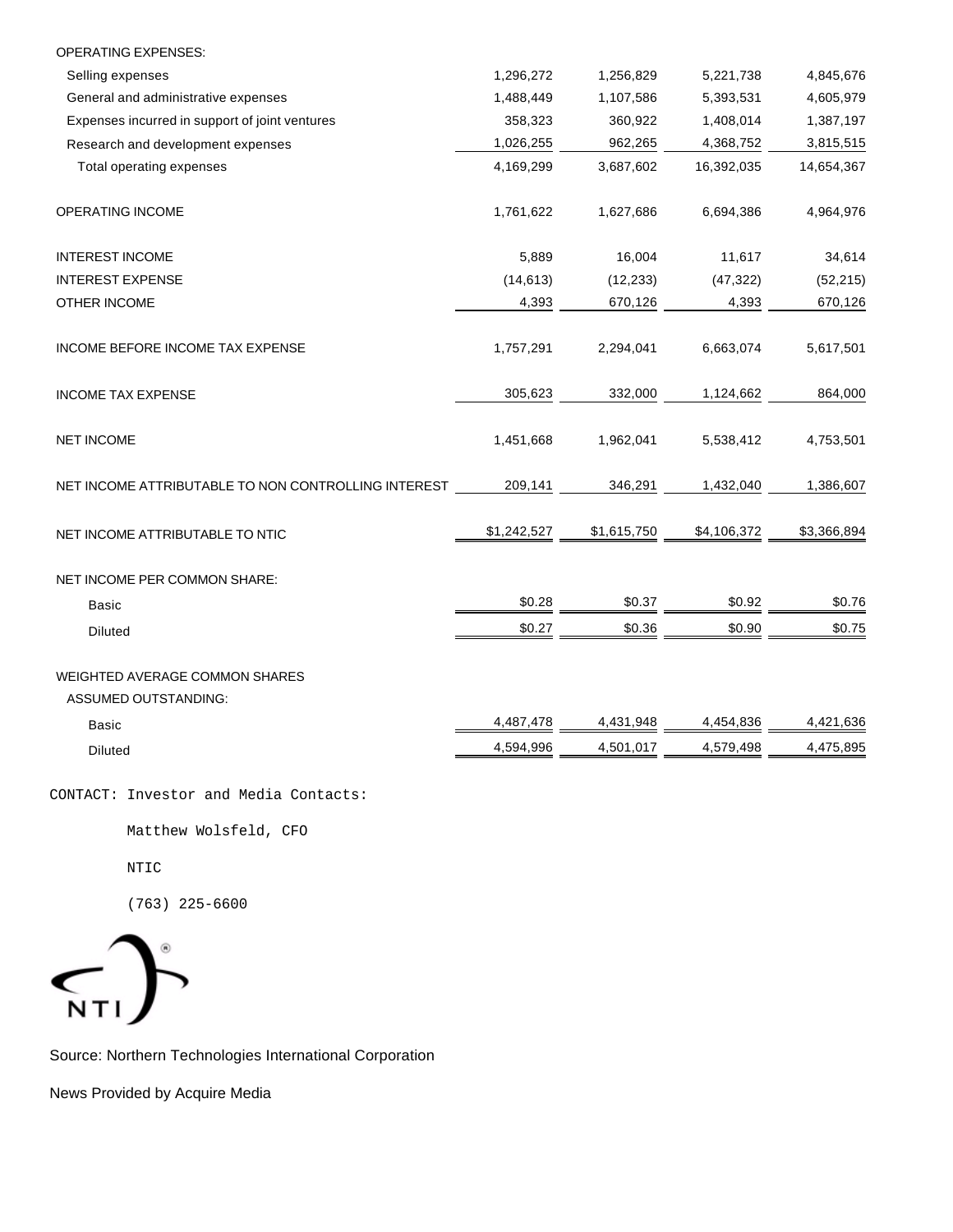| | | | | |
|---|---|---|---|---|
| OPERATING EXPENSES: | | | | |
| Selling expenses | 1,296,272 | 1,256,829 | 5,221,738 | 4,845,676 |
| General and administrative expenses | 1,488,449 | 1,107,586 | 5,393,531 | 4,605,979 |
| Expenses incurred in support of joint ventures | 358,323 | 360,922 | 1,408,014 | 1,387,197 |
| Research and development expenses | 1,026,255 | 962,265 | 4,368,752 | 3,815,515 |
| Total operating expenses | 4,169,299 | 3,687,602 | 16,392,035 | 14,654,367 |
| OPERATING INCOME | 1,761,622 | 1,627,686 | 6,694,386 | 4,964,976 |
| INTEREST INCOME | 5,889 | 16,004 | 11,617 | 34,614 |
| INTEREST EXPENSE | (14,613) | (12,233) | (47,322) | (52,215) |
| OTHER INCOME | 4,393 | 670,126 | 4,393 | 670,126 |
| INCOME BEFORE INCOME TAX EXPENSE | 1,757,291 | 2,294,041 | 6,663,074 | 5,617,501 |
| INCOME TAX EXPENSE | 305,623 | 332,000 | 1,124,662 | 864,000 |
| NET INCOME | 1,451,668 | 1,962,041 | 5,538,412 | 4,753,501 |
| NET INCOME ATTRIBUTABLE TO NON CONTROLLING INTEREST | 209,141 | 346,291 | 1,432,040 | 1,386,607 |
| NET INCOME ATTRIBUTABLE TO NTIC | $1,242,527 | $1,615,750 | $4,106,372 | $3,366,894 |
| NET INCOME PER COMMON SHARE: | | | | |
| Basic | $0.28 | $0.37 | $0.92 | $0.76 |
| Diluted | $0.27 | $0.36 | $0.90 | $0.75 |
| WEIGHTED AVERAGE COMMON SHARES ASSUMED OUTSTANDING: | | | | |
| Basic | 4,487,478 | 4,431,948 | 4,454,836 | 4,421,636 |
| Diluted | 4,594,996 | 4,501,017 | 4,579,498 | 4,475,895 |

CONTACT: Investor and Media Contacts:

Matthew Wolsfeld, CFO

NTIC

(763) 225-6600

Source: Northern Technologies International Corporation

News Provided by Acquire Media